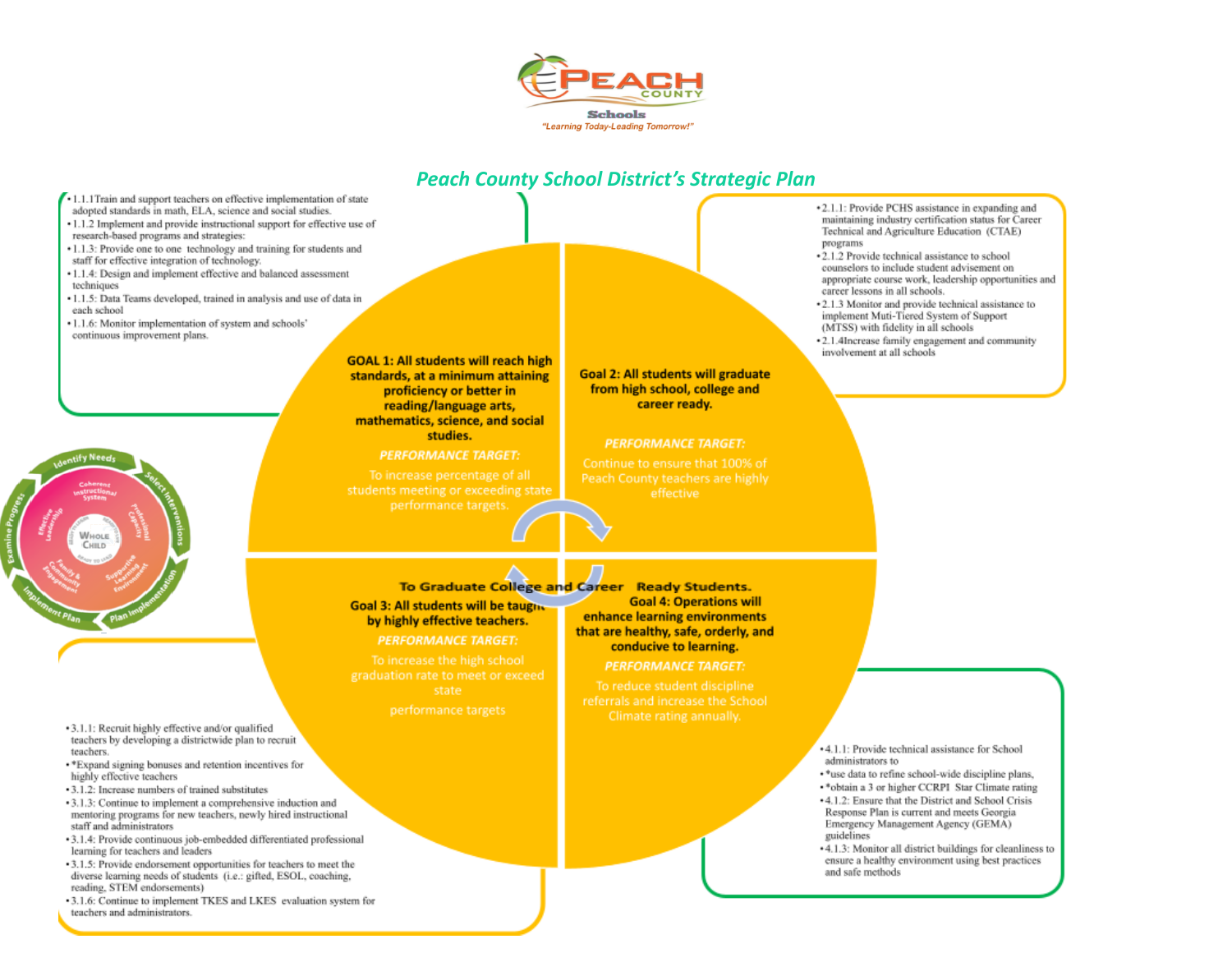PEACH COUNTY Schools

"Learning Today-Leading Tomorrow!"

# Peach County School District's Strategic Plan

**GOAL 1: All students will reach high standards, at a minimum attaining proficiency or better in reading/language arts, mathematics, science, and social studies.**

*PERFORMANCE TARGET:*

To increase percentage of all students meeting or exceeding state performance targets.

- 1.1.1Train and support teachers on effective implementation of state adopted standards in math, ELA, science and social studies.
- 1.1.2 Implement and provide instructional support for effective use of research-based programs and strategies:
- 1.1.3: Provide one to one technology and training for students and staff for effective integration of technology.
- 1.1.4: Design and implement effective and balanced assessment techniques
- 1.1.5: Data Teams developed, trained in analysis and use of data in each school
- 1.1.6: Monitor implementation of system and schools' continuous improvement plans.

**Goal 2: All students will graduate from high school, college and career ready.**

*PERFORMANCE TARGET:*

Continue to ensure that 100% of Peach County teachers are highly effective

- 2.1.1: Provide PCHS assistance in expanding and maintaining industry certification status for Career Technical and Agriculture Education (CTAE) programs
- 2.1.2 Provide technical assistance to school counselors to include student advisement on appropriate course work, leadership opportunities and career lessons in all schools.
- 2.1.3 Monitor and provide technical assistance to implement Muti-Tiered System of Support (MTSS) with fidelity in all schools
- 2.1.4Increase family engagement and community involvement at all schools

**To Graduate College and Career Ready Students.**

**Goal 3: All students will be taught by highly effective teachers.**

*PERFORMANCE TARGET:*

To increase the high school graduation rate to meet or exceed state

performance targets

- 3.1.1: Recruit highly effective and/or qualified teachers by developing a districtwide plan to recruit teachers.
- *Expand signing bonuses and retention incentives for highly effective teachers
- 3.1.2: Increase numbers of trained substitutes
- 3.1.3: Continue to implement a comprehensive induction and mentoring programs for new teachers, newly hired instructional staff and administrators
- 3.1.4: Provide continuous job-embedded differentiated professional learning for teachers and leaders
- 3.1.5: Provide endorsement opportunities for teachers to meet the diverse learning needs of students (i.e.: gifted, ESOL, coaching, reading, STEM endorsements)
- 3.1.6: Continue to implement TKES and LKES evaluation system for teachers and administrators.

**Goal 4: Operations will enhance learning environments that are healthy, safe, orderly, and conducive to learning.**

*PERFORMANCE TARGET:*

To reduce student discipline referrals and increase the School Climate rating annually.

- 4.1.1: Provide technical assistance for School administrators to
- *use data to refine school-wide discipline plans,
- *obtain a 3 or higher CCRPI Star Climate rating
- 4.1.2: Ensure that the District and School Crisis Response Plan is current and meets Georgia Emergency Management Agency (GEMA) guidelines
- 4.1.3: Monitor all district buildings for cleanliness to ensure a healthy environment using best practices and safe methods

Identify Needs – Select Interventions – Plan Implementation – Implement Plan – Examine Progress

Coherent Instructional System – Professional Capacity – Supportive Learning Environment – Family & Community Engagement – Effective Leadership – Whole Child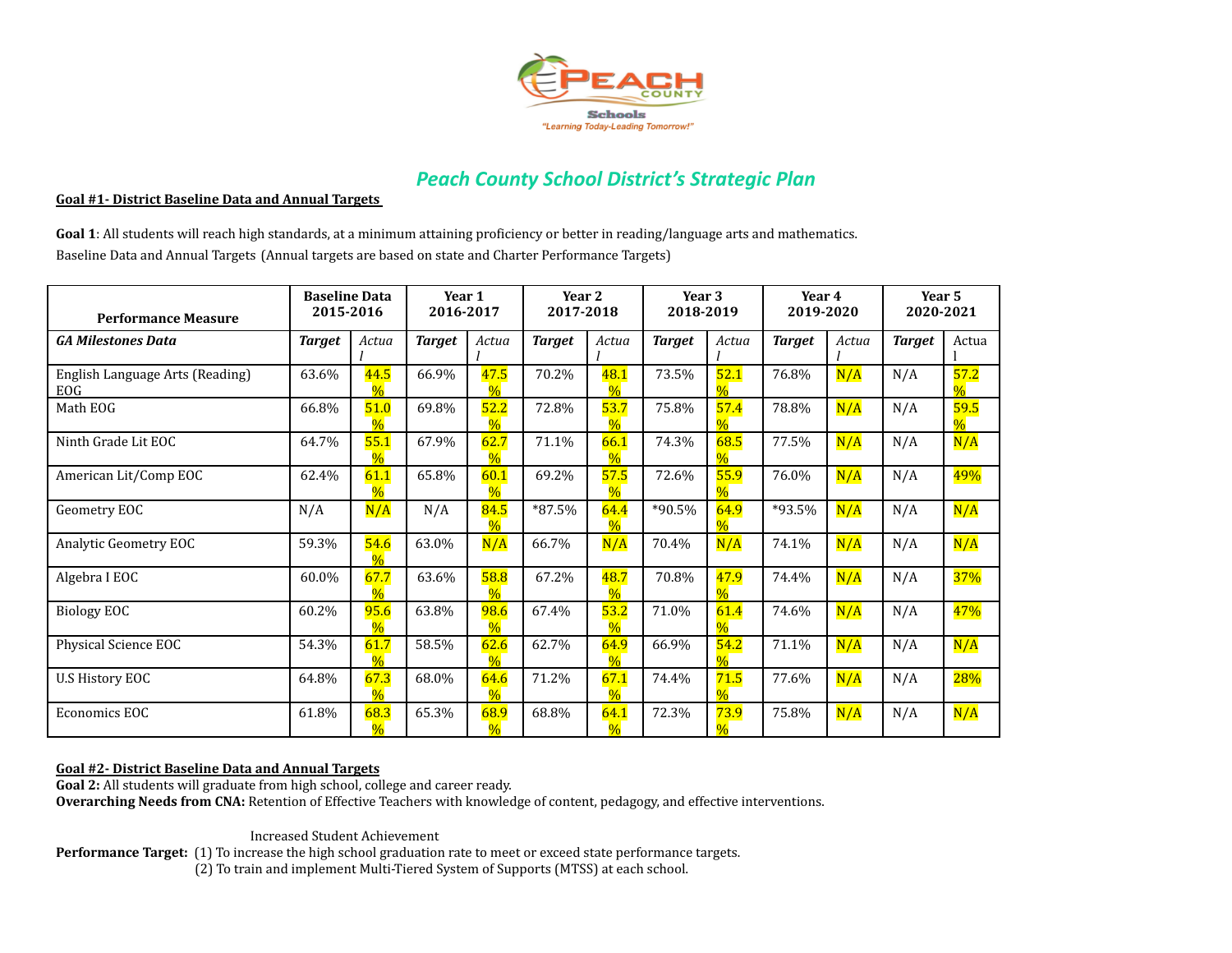Peach County Schools
"Learning Today-Leading Tomorrow!"

# *Peach County School District's Strategic Plan*

**Goal #1- District Baseline Data and Annual Targets**

**Goal 1**: All students will reach high standards, at a minimum attaining proficiency or better in reading/language arts and mathematics.

Baseline Data and Annual Targets (Annual targets are based on state and Charter Performance Targets)

| Performance Measure | Baseline Data 2015-2016 | | Year 1 2016-2017 | | Year 2 2017-2018 | | Year 3 2018-2019 | | Year 4 2019-2020 | | Year 5 2020-2021 | |
|---|---|---|---|---|---|---|---|---|---|---|---|---|
| ***GA Milestones Data*** | ***Target*** | *Actual* | ***Target*** | *Actual* | ***Target*** | *Actual* | ***Target*** | *Actual* | ***Target*** | *Actual* | ***Target*** | Actual |
| English Language Arts (Reading) EOG | 63.6% | 44.5% | 66.9% | 47.5% | 70.2% | 48.1% | 73.5% | 52.1% | 76.8% | N/A | N/A | 57.2% |
| Math EOG | 66.8% | 51.0% | 69.8% | 52.2% | 72.8% | 53.7% | 75.8% | 57.4% | 78.8% | N/A | N/A | 59.5% |
| Ninth Grade Lit EOC | 64.7% | 55.1% | 67.9% | 62.7% | 71.1% | 66.1% | 74.3% | 68.5% | 77.5% | N/A | N/A | N/A |
| American Lit/Comp EOC | 62.4% | 61.1% | 65.8% | 60.1% | 69.2% | 57.5% | 72.6% | 55.9% | 76.0% | N/A | N/A | 49% |
| Geometry EOC | N/A | N/A | N/A | 84.5% | *87.5% | 64.4% | *90.5% | 64.9% | *93.5% | N/A | N/A | N/A |
| Analytic Geometry EOC | 59.3% | 54.6% | 63.0% | N/A | 66.7% | N/A | 70.4% | N/A | 74.1% | N/A | N/A | N/A |
| Algebra I EOC | 60.0% | 67.7% | 63.6% | 58.8% | 67.2% | 48.7% | 70.8% | 47.9% | 74.4% | N/A | N/A | 37% |
| Biology EOC | 60.2% | 95.6% | 63.8% | 98.6% | 67.4% | 53.2% | 71.0% | 61.4% | 74.6% | N/A | N/A | 47% |
| Physical Science EOC | 54.3% | 61.7% | 58.5% | 62.6% | 62.7% | 64.9% | 66.9% | 54.2% | 71.1% | N/A | N/A | N/A |
| U.S History EOC | 64.8% | 67.3% | 68.0% | 64.6% | 71.2% | 67.1% | 74.4% | 71.5% | 77.6% | N/A | N/A | 28% |
| Economics EOC | 61.8% | 68.3% | 65.3% | 68.9% | 68.8% | 64.1% | 72.3% | 73.9% | 75.8% | N/A | N/A | N/A |

**Goal #2- District Baseline Data and Annual Targets**

**Goal 2:** All students will graduate from high school, college and career ready.

**Overarching Needs from CNA:** Retention of Effective Teachers with knowledge of content, pedagogy, and effective interventions.

Increased Student Achievement

**Performance Target:** (1) To increase the high school graduation rate to meet or exceed state performance targets.
(2) To train and implement Multi-Tiered System of Supports (MTSS) at each school.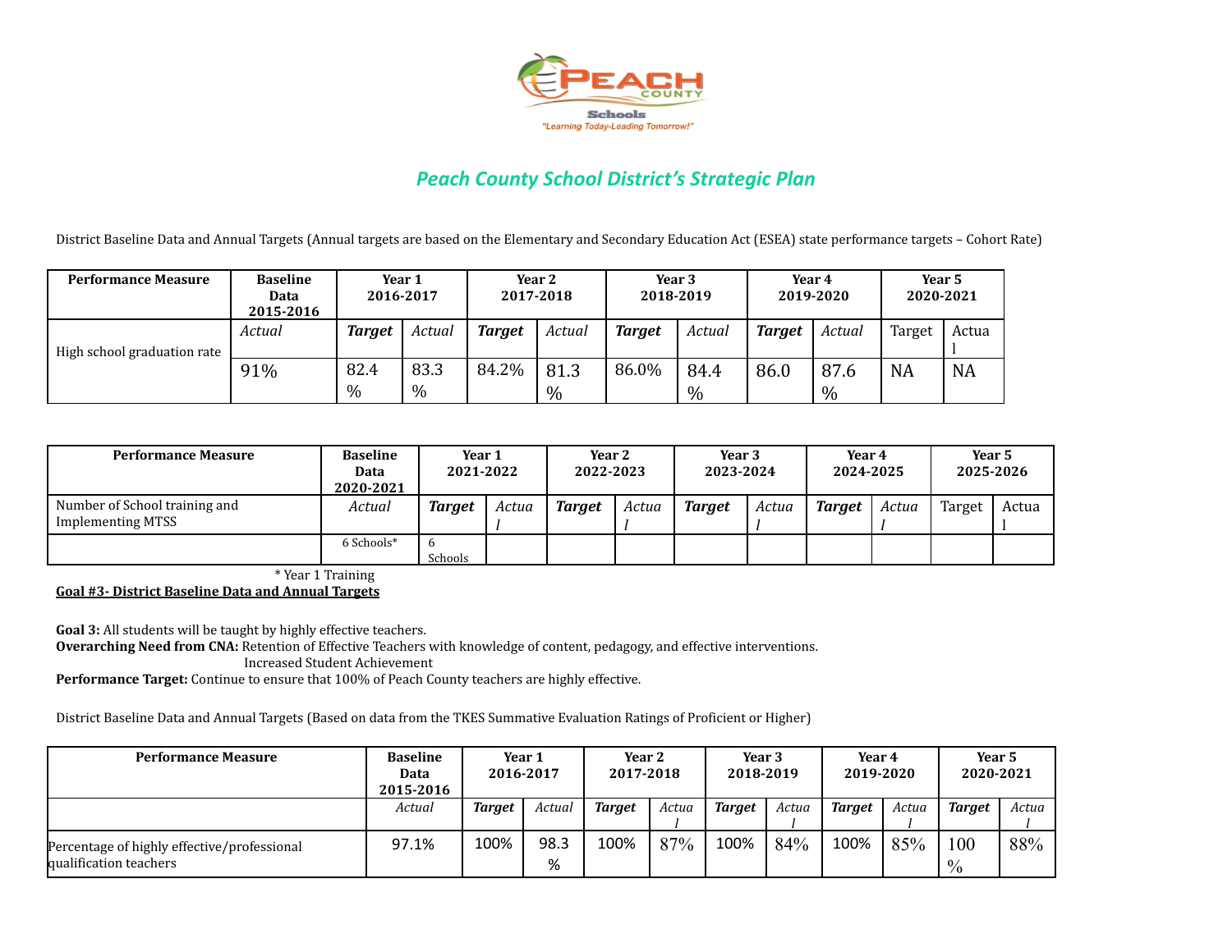# Peach County School District's Strategic Plan

District Baseline Data and Annual Targets (Annual targets are based on the Elementary and Secondary Education Act (ESEA) state performance targets – Cohort Rate)

| Performance Measure | Baseline Data 2015-2016 | Year 1 2016-2017 | | Year 2 2017-2018 | | Year 3 2018-2019 | | Year 4 2019-2020 | | Year 5 2020-2021 | |
|---|---|---|---|---|---|---|---|---|---|---|---|
| High school graduation rate | *Actual* | ***Target*** | *Actual* | ***Target*** | *Actual* | ***Target*** | *Actual* | ***Target*** | *Actual* | Target | Actual |
| | 91% | 82.4 % | 83.3 % | 84.2% | 81.3 % | 86.0% | 84.4 % | 86.0 | 87.6 % | NA | NA |

| Performance Measure | Baseline Data 2020-2021 | Year 1 2021-2022 | | Year 2 2022-2023 | | Year 3 2023-2024 | | Year 4 2024-2025 | | Year 5 2025-2026 | |
|---|---|---|---|---|---|---|---|---|---|---|---|
| Number of School training and Implementing MTSS | *Actual* | ***Target*** | *Actual* | ***Target*** | *Actual* | ***Target*** | *Actual* | ***Target*** | *Actual* | Target | Actual |
| | 6 Schools* | 6 Schools | | | | | | | | | |

\* Year 1 Training

**Goal #3- District Baseline Data and Annual Targets**

**Goal 3:** All students will be taught by highly effective teachers.
**Overarching Need from CNA:** Retention of Effective Teachers with knowledge of content, pedagogy, and effective interventions.
Increased Student Achievement
**Performance Target:** Continue to ensure that 100% of Peach County teachers are highly effective.

District Baseline Data and Annual Targets (Based on data from the TKES Summative Evaluation Ratings of Proficient or Higher)

| Performance Measure | Baseline Data 2015-2016 | Year 1 2016-2017 | | Year 2 2017-2018 | | Year 3 2018-2019 | | Year 4 2019-2020 | | Year 5 2020-2021 | |
|---|---|---|---|---|---|---|---|---|---|---|---|
| | *Actual* | ***Target*** | *Actual* | ***Target*** | *Actual* | ***Target*** | *Actual* | ***Target*** | *Actual* | ***Target*** | *Actual* |
| Percentage of highly effective/professional qualification teachers | 97.1% | 100% | 98.3 % | 100% | 87% | 100% | 84% | 100% | 85% | 100 % | 88% |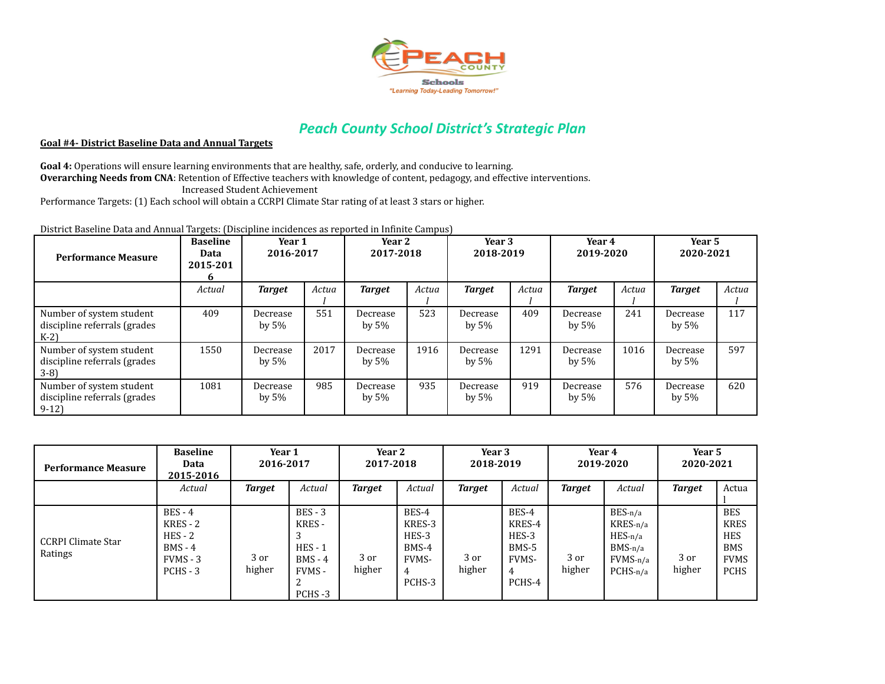# Peach County School District's Strategic Plan

**Goal #4- District Baseline Data and Annual Targets**

**Goal 4:** Operations will ensure learning environments that are healthy, safe, orderly, and conducive to learning.
**Overarching Needs from CNA**: Retention of Effective teachers with knowledge of content, pedagogy, and effective interventions.
Increased Student Achievement
Performance Targets: (1) Each school will obtain a CCRPI Climate Star rating of at least 3 stars or higher.

District Baseline Data and Annual Targets: (Discipline incidences as reported in Infinite Campus)

| Performance Measure | Baseline Data 2015-2016 | Year 1 2016-2017 | | Year 2 2017-2018 | | Year 3 2018-2019 | | Year 4 2019-2020 | | Year 5 2020-2021 | |
|---|---|---|---|---|---|---|---|---|---|---|---|
| | *Actual* | ***Target*** | *Actual* | ***Target*** | *Actual* | ***Target*** | *Actual* | ***Target*** | *Actual* | ***Target*** | *Actual* |
| Number of system student discipline referrals (grades K-2) | 409 | Decrease by 5% | 551 | Decrease by 5% | 523 | Decrease by 5% | 409 | Decrease by 5% | 241 | Decrease by 5% | 117 |
| Number of system student discipline referrals (grades 3-8) | 1550 | Decrease by 5% | 2017 | Decrease by 5% | 1916 | Decrease by 5% | 1291 | Decrease by 5% | 1016 | Decrease by 5% | 597 |
| Number of system student discipline referrals (grades 9-12) | 1081 | Decrease by 5% | 985 | Decrease by 5% | 935 | Decrease by 5% | 919 | Decrease by 5% | 576 | Decrease by 5% | 620 |

| Performance Measure | Baseline Data 2015-2016 | Year 1 2016-2017 | | Year 2 2017-2018 | | Year 3 2018-2019 | | Year 4 2019-2020 | | Year 5 2020-2021 | |
|---|---|---|---|---|---|---|---|---|---|---|---|
| | *Actual* | ***Target*** | *Actual* | ***Target*** | *Actual* | ***Target*** | *Actual* | ***Target*** | *Actual* | ***Target*** | Actual |
| CCRPI Climate Star Ratings | BES - 4<br>KRES - 2<br>HES - 2<br>BMS - 4<br>FVMS - 3<br>PCHS - 3 | 3 or higher | BES - 3<br>KRES - 3<br>HES - 1<br>BMS - 4<br>FVMS - 2<br>PCHS -3 | 3 or higher | BES-4<br>KRES-3<br>HES-3<br>BMS-4<br>FVMS-4<br>PCHS-3 | 3 or higher | BES-4<br>KRES-4<br>HES-3<br>BMS-5<br>FVMS-4<br>PCHS-4 | 3 or higher | BES-n/a<br>KRES-n/a<br>HES-n/a<br>BMS-n/a<br>FVMS-n/a<br>PCHS-n/a | 3 or higher | BES<br>KRES<br>HES<br>BMS<br>FVMS<br>PCHS |